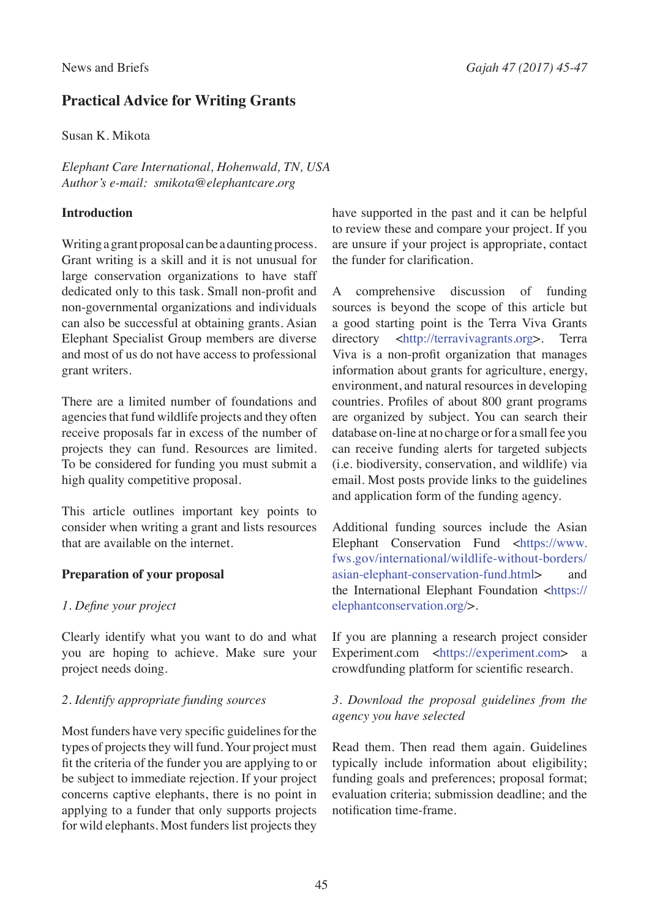## Practical Advice for Writing Grants

Susan K. Mikota

*Elephant Care International, Hohenwald, TN, USA*
*Author's e-mail: smikota@elephantcare.org*

### Introduction

Writing a grant proposal can be a daunting process. Grant writing is a skill and it is not unusual for large conservation organizations to have staff dedicated only to this task. Small non-profit and non-governmental organizations and individuals can also be successful at obtaining grants. Asian Elephant Specialist Group members are diverse and most of us do not have access to professional grant writers.

There are a limited number of foundations and agencies that fund wildlife projects and they often receive proposals far in excess of the number of projects they can fund. Resources are limited. To be considered for funding you must submit a high quality competitive proposal.

This article outlines important key points to consider when writing a grant and lists resources that are available on the internet.

### Preparation of your proposal

*1. Define your project*

Clearly identify what you want to do and what you are hoping to achieve. Make sure your project needs doing.

*2. Identify appropriate funding sources*

Most funders have very specific guidelines for the types of projects they will fund. Your project must fit the criteria of the funder you are applying to or be subject to immediate rejection. If your project concerns captive elephants, there is no point in applying to a funder that only supports projects for wild elephants. Most funders list projects they have supported in the past and it can be helpful to review these and compare your project. If you are unsure if your project is appropriate, contact the funder for clarification.

A comprehensive discussion of funding sources is beyond the scope of this article but a good starting point is the Terra Viva Grants directory <http://terravivagrants.org>. Terra Viva is a non-profit organization that manages information about grants for agriculture, energy, environment, and natural resources in developing countries. Profiles of about 800 grant programs are organized by subject. You can search their database on-line at no charge or for a small fee you can receive funding alerts for targeted subjects (i.e. biodiversity, conservation, and wildlife) via email. Most posts provide links to the guidelines and application form of the funding agency.

Additional funding sources include the Asian Elephant Conservation Fund <https://www.fws.gov/international/wildlife-without-borders/asian-elephant-conservation-fund.html> and the International Elephant Foundation <https://elephantconservation.org/>.

If you are planning a research project consider Experiment.com <https://experiment.com> a crowdfunding platform for scientific research.

*3. Download the proposal guidelines from the agency you have selected*

Read them. Then read them again. Guidelines typically include information about eligibility; funding goals and preferences; proposal format; evaluation criteria; submission deadline; and the notification time-frame.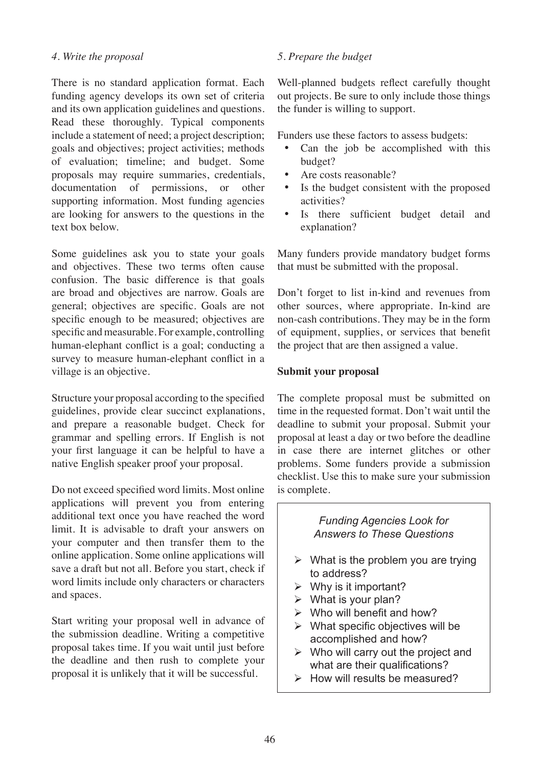*4. Write the proposal*

There is no standard application format. Each funding agency develops its own set of criteria and its own application guidelines and questions. Read these thoroughly. Typical components include a statement of need; a project description; goals and objectives; project activities; methods of evaluation; timeline; and budget. Some proposals may require summaries, credentials, documentation of permissions, or other supporting information. Most funding agencies are looking for answers to the questions in the text box below.

Some guidelines ask you to state your goals and objectives. These two terms often cause confusion. The basic difference is that goals are broad and objectives are narrow. Goals are general; objectives are specific. Goals are not specific enough to be measured; objectives are specific and measurable. For example, controlling human-elephant conflict is a goal; conducting a survey to measure human-elephant conflict in a village is an objective.

Structure your proposal according to the specified guidelines, provide clear succinct explanations, and prepare a reasonable budget. Check for grammar and spelling errors. If English is not your first language it can be helpful to have a native English speaker proof your proposal.

Do not exceed specified word limits. Most online applications will prevent you from entering additional text once you have reached the word limit. It is advisable to draft your answers on your computer and then transfer them to the online application. Some online applications will save a draft but not all. Before you start, check if word limits include only characters or characters and spaces.

Start writing your proposal well in advance of the submission deadline. Writing a competitive proposal takes time. If you wait until just before the deadline and then rush to complete your proposal it is unlikely that it will be successful.

*5. Prepare the budget*

Well-planned budgets reflect carefully thought out projects. Be sure to only include those things the funder is willing to support.

Funders use these factors to assess budgets:

- Can the job be accomplished with this budget?
- Are costs reasonable?
- Is the budget consistent with the proposed activities?
- Is there sufficient budget detail and explanation?

Many funders provide mandatory budget forms that must be submitted with the proposal.

Don't forget to list in-kind and revenues from other sources, where appropriate. In-kind are non-cash contributions. They may be in the form of equipment, supplies, or services that benefit the project that are then assigned a value.

**Submit your proposal**

The complete proposal must be submitted on time in the requested format. Don't wait until the deadline to submit your proposal. Submit your proposal at least a day or two before the deadline in case there are internet glitches or other problems. Some funders provide a submission checklist. Use this to make sure your submission is complete.

*Funding Agencies Look for Answers to These Questions*

- What is the problem you are trying to address?
- Why is it important?
- What is your plan?
- Who will benefit and how?
- What specific objectives will be accomplished and how?
- Who will carry out the project and what are their qualifications?
- How will results be measured?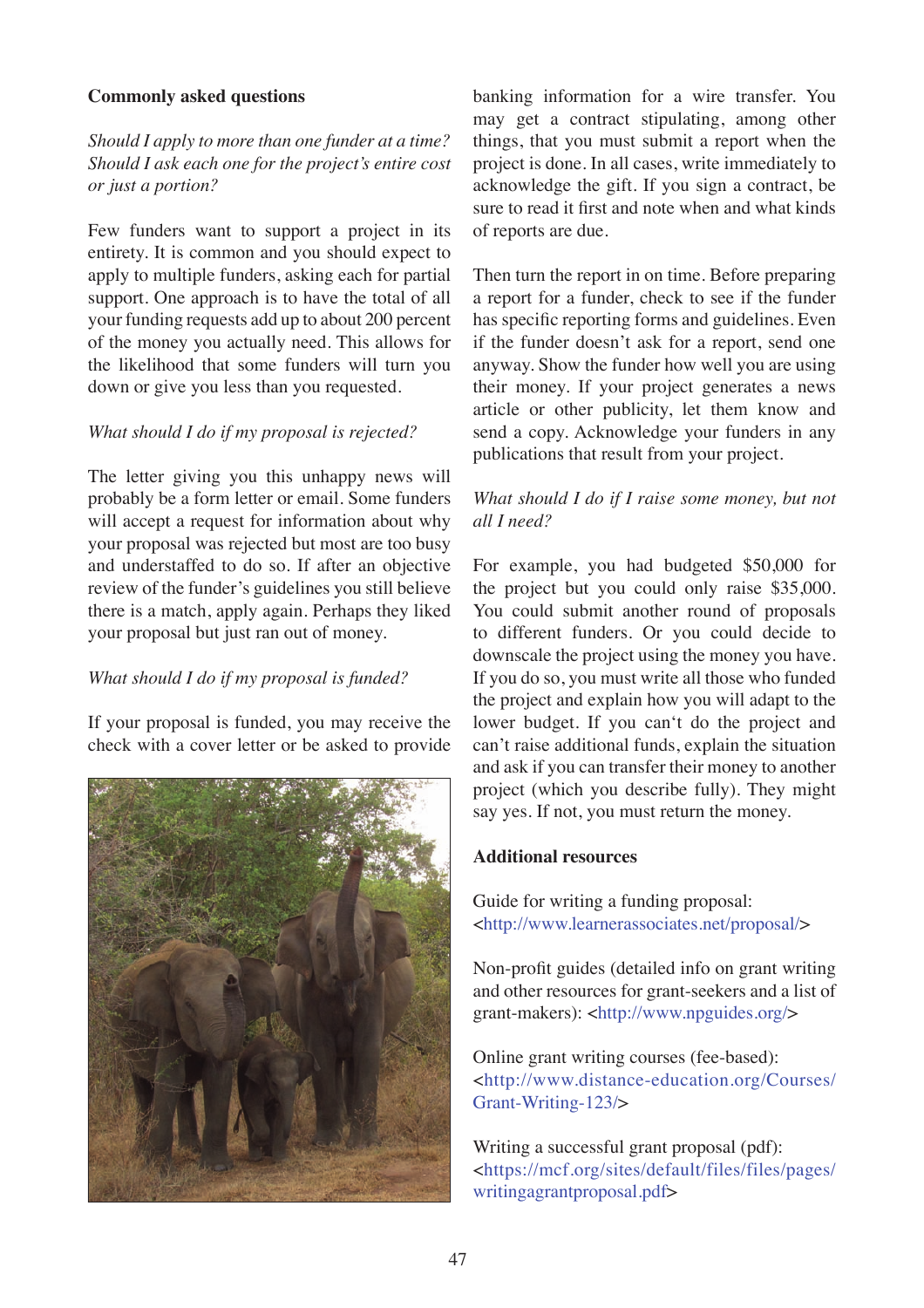**Commonly asked questions**

*Should I apply to more than one funder at a time? Should I ask each one for the project's entire cost or just a portion?*

Few funders want to support a project in its entirety. It is common and you should expect to apply to multiple funders, asking each for partial support. One approach is to have the total of all your funding requests add up to about 200 percent of the money you actually need. This allows for the likelihood that some funders will turn you down or give you less than you requested.

*What should I do if my proposal is rejected?*

The letter giving you this unhappy news will probably be a form letter or email. Some funders will accept a request for information about why your proposal was rejected but most are too busy and understaffed to do so. If after an objective review of the funder's guidelines you still believe there is a match, apply again. Perhaps they liked your proposal but just ran out of money.

*What should I do if my proposal is funded?*

If your proposal is funded, you may receive the check with a cover letter or be asked to provide banking information for a wire transfer. You may get a contract stipulating, among other things, that you must submit a report when the project is done. In all cases, write immediately to acknowledge the gift. If you sign a contract, be sure to read it first and note when and what kinds of reports are due.

Then turn the report in on time. Before preparing a report for a funder, check to see if the funder has specific reporting forms and guidelines. Even if the funder doesn't ask for a report, send one anyway. Show the funder how well you are using their money. If your project generates a news article or other publicity, let them know and send a copy. Acknowledge your funders in any publications that result from your project.

*What should I do if I raise some money, but not all I need?*

For example, you had budgeted $50,000 for the project but you could only raise $35,000. You could submit another round of proposals to different funders. Or you could decide to downscale the project using the money you have. If you do so, you must write all those who funded the project and explain how you will adapt to the lower budget. If you can't do the project and can't raise additional funds, explain the situation and ask if you can transfer their money to another project (which you describe fully). They might say yes. If not, you must return the money.

**Additional resources**

Guide for writing a funding proposal:
<http://www.learnerassociates.net/proposal/>

Non-profit guides (detailed info on grant writing and other resources for grant-seekers and a list of grant-makers): <http://www.npguides.org/>

Online grant writing courses (fee-based):
<http://www.distance-education.org/Courses/Grant-Writing-123/>

Writing a successful grant proposal (pdf):
<https://mcf.org/sites/default/files/files/pages/writingagrantproposal.pdf>